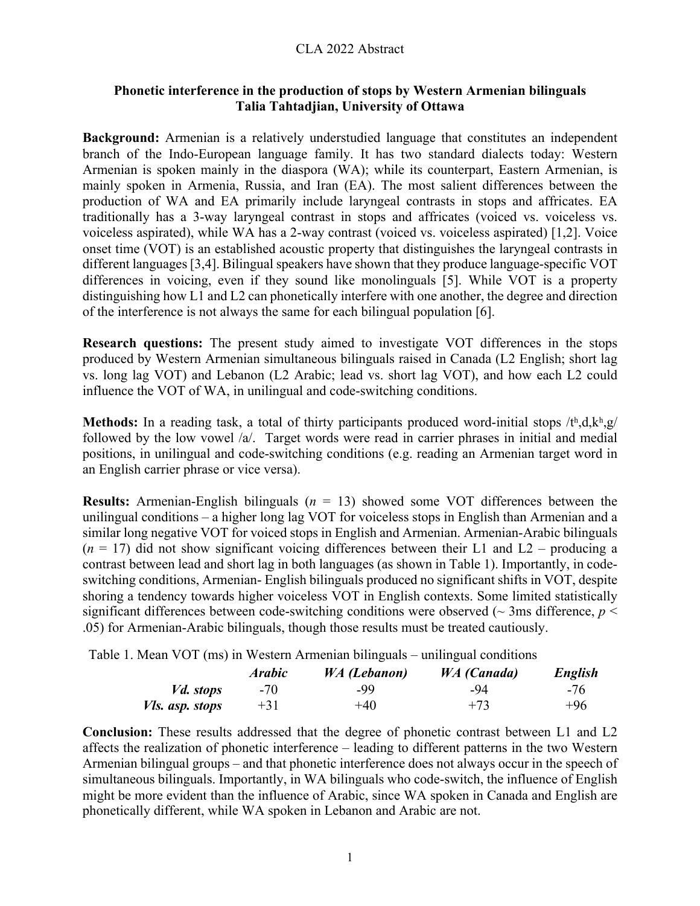CLA 2022 Abstract

# Phonetic interference in the production of stops by Western Armenian bilinguals

**Talia Tahtadjian, University of Ottawa**

**Background:** Armenian is a relatively understudied language that constitutes an independent branch of the Indo-European language family. It has two standard dialects today: Western Armenian is spoken mainly in the diaspora (WA); while its counterpart, Eastern Armenian, is mainly spoken in Armenia, Russia, and Iran (EA). The most salient differences between the production of WA and EA primarily include laryngeal contrasts in stops and affricates. EA traditionally has a 3-way laryngeal contrast in stops and affricates (voiced vs. voiceless vs. voiceless aspirated), while WA has a 2-way contrast (voiced vs. voiceless aspirated) [1,2]. Voice onset time (VOT) is an established acoustic property that distinguishes the laryngeal contrasts in different languages [3,4]. Bilingual speakers have shown that they produce language-specific VOT differences in voicing, even if they sound like monolinguals [5]. While VOT is a property distinguishing how L1 and L2 can phonetically interfere with one another, the degree and direction of the interference is not always the same for each bilingual population [6].

**Research questions:** The present study aimed to investigate VOT differences in the stops produced by Western Armenian simultaneous bilinguals raised in Canada (L2 English; short lag vs. long lag VOT) and Lebanon (L2 Arabic; lead vs. short lag VOT), and how each L2 could influence the VOT of WA, in unilingual and code-switching conditions.

**Methods:** In a reading task, a total of thirty participants produced word-initial stops /tʰ,d,kʰ,g/ followed by the low vowel /a/. Target words were read in carrier phrases in initial and medial positions, in unilingual and code-switching conditions (e.g. reading an Armenian target word in an English carrier phrase or vice versa).

**Results:** Armenian-English bilinguals ($n$ = 13) showed some VOT differences between the unilingual conditions – a higher long lag VOT for voiceless stops in English than Armenian and a similar long negative VOT for voiced stops in English and Armenian. Armenian-Arabic bilinguals ($n$ = 17) did not show significant voicing differences between their L1 and L2 – producing a contrast between lead and short lag in both languages (as shown in Table 1). Importantly, in code-switching conditions, Armenian- English bilinguals produced no significant shifts in VOT, despite shoring a tendency towards higher voiceless VOT in English contexts. Some limited statistically significant differences between code-switching conditions were observed (~ 3ms difference, $p <$ .05) for Armenian-Arabic bilinguals, though those results must be treated cautiously.

Table 1. Mean VOT (ms) in Western Armenian bilinguals – unilingual conditions

| | *Arabic* | *WA (Lebanon)* | *WA (Canada)* | *English* |
|---|---|---|---|---|
| ***Vd. stops*** | -70 | -99 | -94 | -76 |
| ***Vls. asp. stops*** | +31 | +40 | +73 | +96 |

**Conclusion:** These results addressed that the degree of phonetic contrast between L1 and L2 affects the realization of phonetic interference – leading to different patterns in the two Western Armenian bilingual groups – and that phonetic interference does not always occur in the speech of simultaneous bilinguals. Importantly, in WA bilinguals who code-switch, the influence of English might be more evident than the influence of Arabic, since WA spoken in Canada and English are phonetically different, while WA spoken in Lebanon and Arabic are not.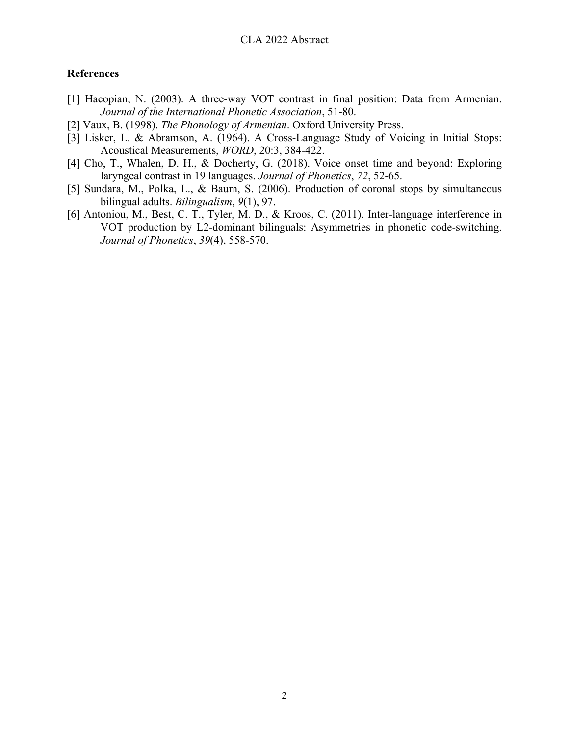## References

[1] Hacopian, N. (2003). A three-way VOT contrast in final position: Data from Armenian. *Journal of the International Phonetic Association*, 51-80.

[2] Vaux, B. (1998). *The Phonology of Armenian*. Oxford University Press.

[3] Lisker, L. & Abramson, A. (1964). A Cross-Language Study of Voicing in Initial Stops: Acoustical Measurements, *WORD*, 20:3, 384-422.

[4] Cho, T., Whalen, D. H., & Docherty, G. (2018). Voice onset time and beyond: Exploring laryngeal contrast in 19 languages. *Journal of Phonetics*, *72*, 52-65.

[5] Sundara, M., Polka, L., & Baum, S. (2006). Production of coronal stops by simultaneous bilingual adults. *Bilingualism*, *9*(1), 97.

[6] Antoniou, M., Best, C. T., Tyler, M. D., & Kroos, C. (2011). Inter-language interference in VOT production by L2-dominant bilinguals: Asymmetries in phonetic code-switching. *Journal of Phonetics*, *39*(4), 558-570.